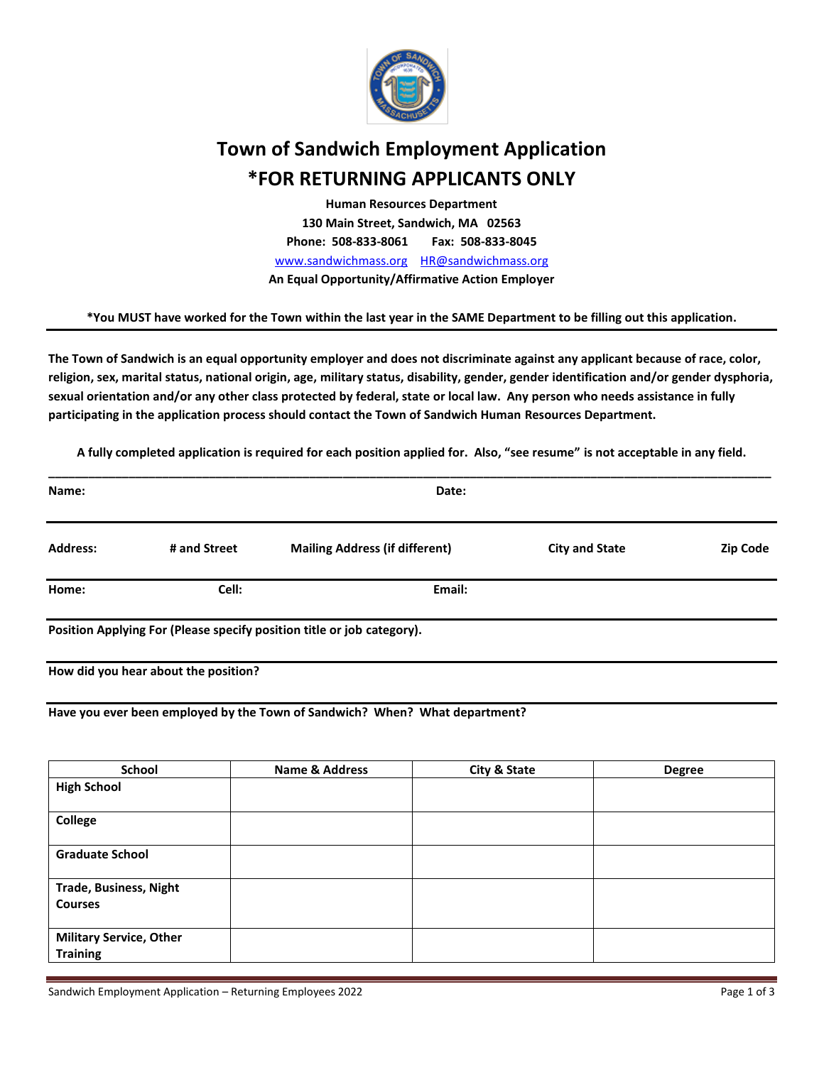# Town of Sandwich Employment Application

## *FOR RETURNING APPLICANTS ONLY

**Human Resources Department**
**130 Main Street, Sandwich, MA 02563**
**Phone: 508-833-8061 Fax: 508-833-8045**
www.sandwichmass.org HR@sandwichmass.org
**An Equal Opportunity/Affirmative Action Employer**

***You MUST have worked for the Town within the last year in the SAME Department to be filling out this application.**

---

**The Town of Sandwich is an equal opportunity employer and does not discriminate against any applicant because of race, color, religion, sex, marital status, national origin, age, military status, disability, gender, gender identification and/or gender dysphoria, sexual orientation and/or any other class protected by federal, state or local law. Any person who needs assistance in fully participating in the application process should contact the Town of Sandwich Human Resources Department.**

**A fully completed application is required for each position applied for. Also, "see resume" is not acceptable in any field.**

---

**Name:** **Date:**

---

**Address:** **# and Street** **Mailing Address (if different)** **City and State** **Zip Code**

---

**Home:** **Cell:** **Email:**

---

**Position Applying For (Please specify position title or job category).**

---

**How did you hear about the position?**

---

**Have you ever been employed by the Town of Sandwich? When? What department?**

| School | Name & Address | City & State | Degree |
|---|---|---|---|
| **High School** | | | |
| **College** | | | |
| **Graduate School** | | | |
| **Trade, Business, Night Courses** | | | |
| **Military Service, Other Training** | | | |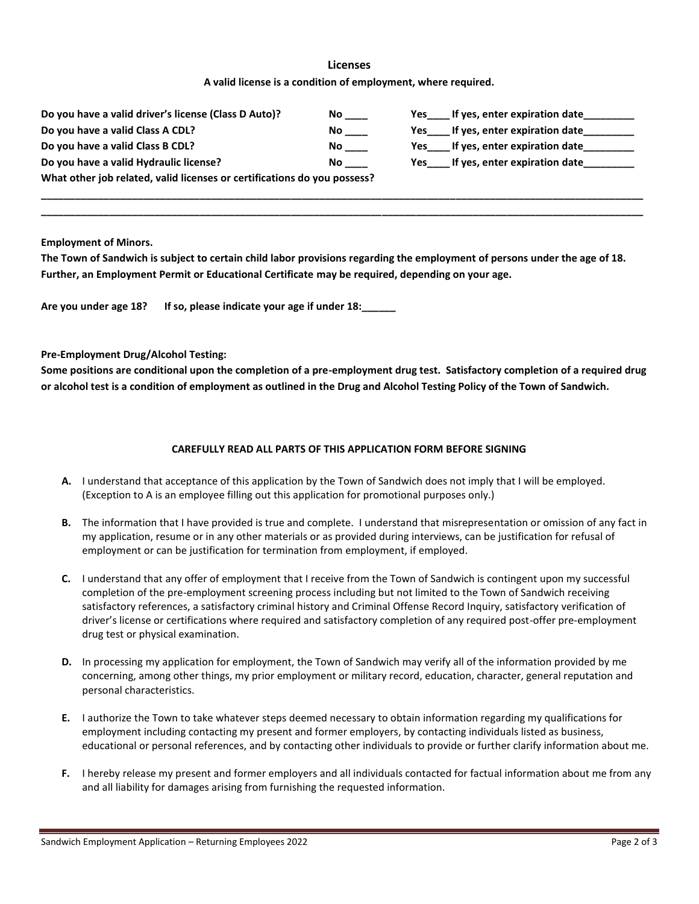## Licenses

**A valid license is a condition of employment, where required.**

**Do you have a valid driver's license (Class D Auto)?** **No \_\_\_\_** **Yes\_\_\_\_ If yes, enter expiration date\_\_\_\_\_\_\_\_\_**

**Do you have a valid Class A CDL?** **No \_\_\_\_** **Yes\_\_\_\_ If yes, enter expiration date\_\_\_\_\_\_\_\_\_**

**Do you have a valid Class B CDL?** **No \_\_\_\_** **Yes\_\_\_\_ If yes, enter expiration date\_\_\_\_\_\_\_\_\_**

**Do you have a valid Hydraulic license?** **No \_\_\_\_** **Yes\_\_\_\_ If yes, enter expiration date\_\_\_\_\_\_\_\_\_**

**What other job related, valid licenses or certifications do you possess?**

\_\_\_\_\_\_\_\_\_\_\_\_\_\_\_\_\_\_\_\_\_\_\_\_\_\_\_\_\_\_\_\_\_\_\_\_\_\_\_\_\_\_\_\_\_\_\_\_\_\_\_\_\_\_\_\_\_\_\_\_\_\_\_\_\_\_\_\_\_\_\_\_\_\_\_\_\_\_\_\_\_\_\_\_\_\_\_\_\_\_\_\_\_\_\_\_\_\_\_\_

\_\_\_\_\_\_\_\_\_\_\_\_\_\_\_\_\_\_\_\_\_\_\_\_\_\_\_\_\_\_\_\_\_\_\_\_\_\_\_\_\_\_\_\_\_\_\_\_\_\_\_\_\_\_\_\_\_\_\_\_\_\_\_\_\_\_\_\_\_\_\_\_\_\_\_\_\_\_\_\_\_\_\_\_\_\_\_\_\_\_\_\_\_\_\_\_\_\_\_\_

**Employment of Minors.**
**The Town of Sandwich is subject to certain child labor provisions regarding the employment of persons under the age of 18. Further, an Employment Permit or Educational Certificate may be required, depending on your age.**

**Are you under age 18?  If so, please indicate your age if under 18:\_\_\_\_\_\_**

**Pre-Employment Drug/Alcohol Testing:**
**Some positions are conditional upon the completion of a pre-employment drug test. Satisfactory completion of a required drug or alcohol test is a condition of employment as outlined in the Drug and Alcohol Testing Policy of the Town of Sandwich.**

**CAREFULLY READ ALL PARTS OF THIS APPLICATION FORM BEFORE SIGNING**

- **A.** I understand that acceptance of this application by the Town of Sandwich does not imply that I will be employed. (Exception to A is an employee filling out this application for promotional purposes only.)
- **B.** The information that I have provided is true and complete. I understand that misrepresentation or omission of any fact in my application, resume or in any other materials or as provided during interviews, can be justification for refusal of employment or can be justification for termination from employment, if employed.
- **C.** I understand that any offer of employment that I receive from the Town of Sandwich is contingent upon my successful completion of the pre-employment screening process including but not limited to the Town of Sandwich receiving satisfactory references, a satisfactory criminal history and Criminal Offense Record Inquiry, satisfactory verification of driver's license or certifications where required and satisfactory completion of any required post-offer pre-employment drug test or physical examination.
- **D.** In processing my application for employment, the Town of Sandwich may verify all of the information provided by me concerning, among other things, my prior employment or military record, education, character, general reputation and personal characteristics.
- **E.** I authorize the Town to take whatever steps deemed necessary to obtain information regarding my qualifications for employment including contacting my present and former employers, by contacting individuals listed as business, educational or personal references, and by contacting other individuals to provide or further clarify information about me.
- **F.** I hereby release my present and former employers and all individuals contacted for factual information about me from any and all liability for damages arising from furnishing the requested information.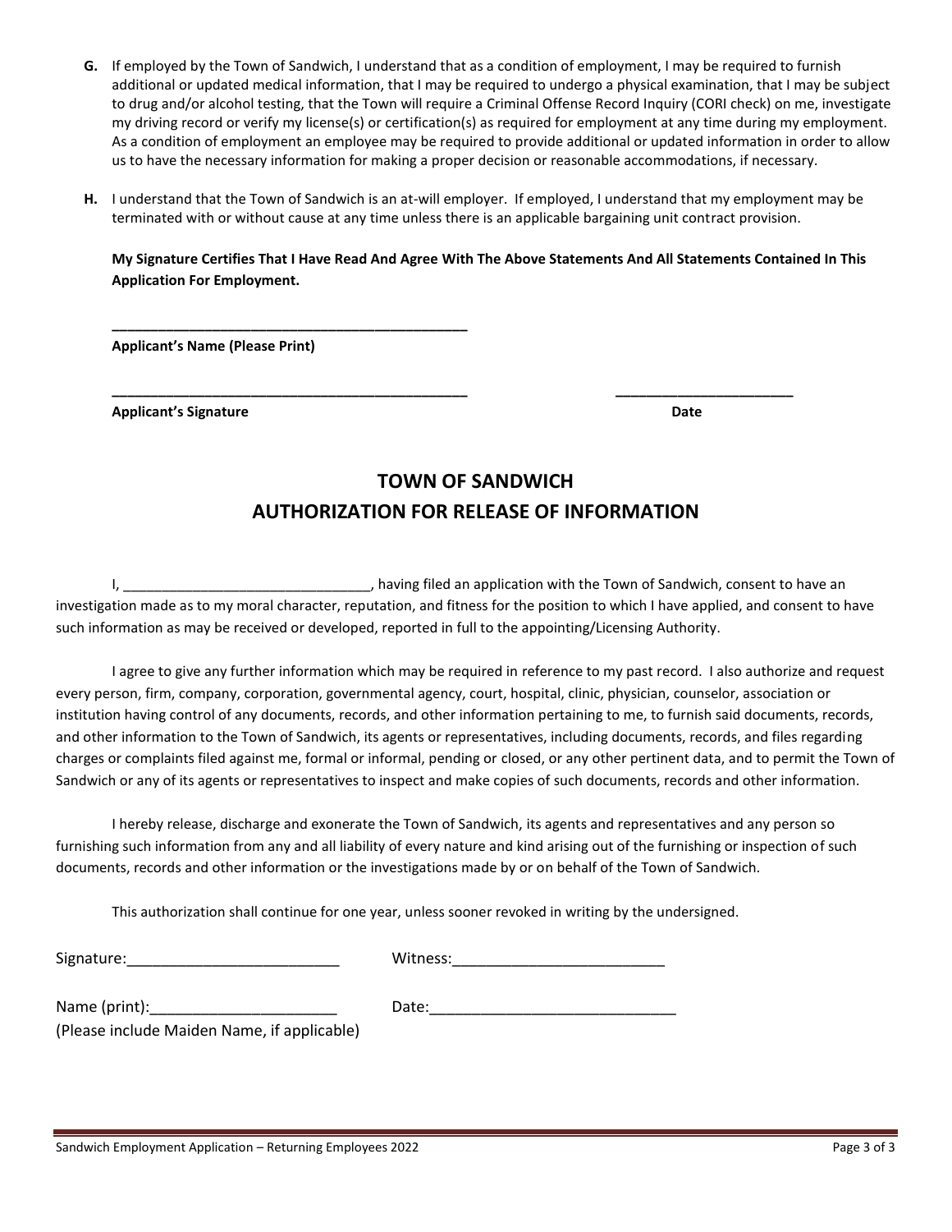**G.** If employed by the Town of Sandwich, I understand that as a condition of employment, I may be required to furnish additional or updated medical information, that I may be required to undergo a physical examination, that I may be subject to drug and/or alcohol testing, that the Town will require a Criminal Offense Record Inquiry (CORI check) on me, investigate my driving record or verify my license(s) or certification(s) as required for employment at any time during my employment. As a condition of employment an employee may be required to provide additional or updated information in order to allow us to have the necessary information for making a proper decision or reasonable accommodations, if necessary.

**H.** I understand that the Town of Sandwich is an at-will employer. If employed, I understand that my employment may be terminated with or without cause at any time unless there is an applicable bargaining unit contract provision.

**My Signature Certifies That I Have Read And Agree With The Above Statements And All Statements Contained In This Application For Employment.**

_____________________________________________
**Applicant's Name (Please Print)**

_____________________________________________ ______________________
**Applicant's Signature** **Date**

## TOWN OF SANDWICH
## AUTHORIZATION FOR RELEASE OF INFORMATION

I, _______________________________, having filed an application with the Town of Sandwich, consent to have an investigation made as to my moral character, reputation, and fitness for the position to which I have applied, and consent to have such information as may be received or developed, reported in full to the appointing/Licensing Authority.

I agree to give any further information which may be required in reference to my past record. I also authorize and request every person, firm, company, corporation, governmental agency, court, hospital, clinic, physician, counselor, association or institution having control of any documents, records, and other information pertaining to me, to furnish said documents, records, and other information to the Town of Sandwich, its agents or representatives, including documents, records, and files regarding charges or complaints filed against me, formal or informal, pending or closed, or any other pertinent data, and to permit the Town of Sandwich or any of its agents or representatives to inspect and make copies of such documents, records and other information.

I hereby release, discharge and exonerate the Town of Sandwich, its agents and representatives and any person so furnishing such information from any and all liability of every nature and kind arising out of the furnishing or inspection of such documents, records and other information or the investigations made by or on behalf of the Town of Sandwich.

This authorization shall continue for one year, unless sooner revoked in writing by the undersigned.

Signature:_________________________ Witness:_________________________

Name (print):______________________ Date:_____________________________
(Please include Maiden Name, if applicable)